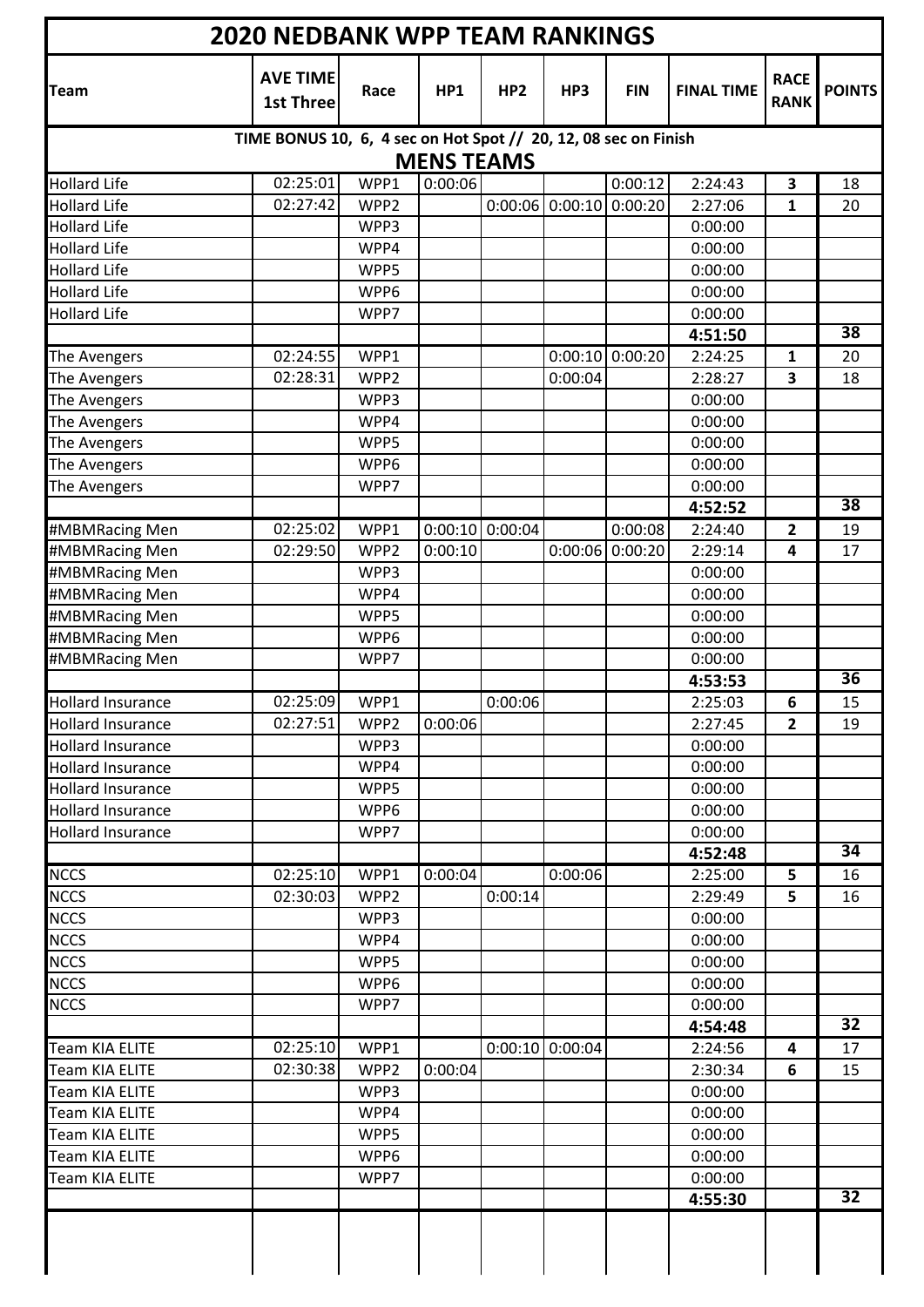# 2020 NEDBANK WPP TEAM RANKINGS

| Team | AVE TIME 1st Three | Race | HP1 | HP2 | HP3 | FIN | FINAL TIME | RACE RANK | POINTS |
|---|---|---|---|---|---|---|---|---|---|
| TIME BONUS 10, 6, 4 sec on Hot Spot // 20, 12, 08 sec on Finish | | | | | | | | | |
| **MENS TEAMS** | | | | | | | | | |
| Hollard Life | 02:25:01 | WPP1 | 0:00:06 | | | 0:00:12 | 2:24:43 | **3** | 18 |
| Hollard Life | 02:27:42 | WPP2 | | 0:00:06 | 0:00:10 | 0:00:20 | 2:27:06 | **1** | 20 |
| Hollard Life | | WPP3 | | | | | 0:00:00 | | |
| Hollard Life | | WPP4 | | | | | 0:00:00 | | |
| Hollard Life | | WPP5 | | | | | 0:00:00 | | |
| Hollard Life | | WPP6 | | | | | 0:00:00 | | |
| Hollard Life | | WPP7 | | | | | 0:00:00 | | |
| | | | | | | | **4:51:50** | | **38** |
| The Avengers | 02:24:55 | WPP1 | | | 0:00:10 | 0:00:20 | 2:24:25 | **1** | 20 |
| The Avengers | 02:28:31 | WPP2 | | | 0:00:04 | | 2:28:27 | **3** | 18 |
| The Avengers | | WPP3 | | | | | 0:00:00 | | |
| The Avengers | | WPP4 | | | | | 0:00:00 | | |
| The Avengers | | WPP5 | | | | | 0:00:00 | | |
| The Avengers | | WPP6 | | | | | 0:00:00 | | |
| The Avengers | | WPP7 | | | | | 0:00:00 | | |
| | | | | | | | **4:52:52** | | **38** |
| #MBMRacing Men | 02:25:02 | WPP1 | 0:00:10 | 0:00:04 | | 0:00:08 | 2:24:40 | **2** | 19 |
| #MBMRacing Men | 02:29:50 | WPP2 | 0:00:10 | | 0:00:06 | 0:00:20 | 2:29:14 | **4** | 17 |
| #MBMRacing Men | | WPP3 | | | | | 0:00:00 | | |
| #MBMRacing Men | | WPP4 | | | | | 0:00:00 | | |
| #MBMRacing Men | | WPP5 | | | | | 0:00:00 | | |
| #MBMRacing Men | | WPP6 | | | | | 0:00:00 | | |
| #MBMRacing Men | | WPP7 | | | | | 0:00:00 | | |
| | | | | | | | **4:53:53** | | **36** |
| Hollard Insurance | 02:25:09 | WPP1 | | 0:00:06 | | | 2:25:03 | **6** | 15 |
| Hollard Insurance | 02:27:51 | WPP2 | 0:00:06 | | | | 2:27:45 | **2** | 19 |
| Hollard Insurance | | WPP3 | | | | | 0:00:00 | | |
| Hollard Insurance | | WPP4 | | | | | 0:00:00 | | |
| Hollard Insurance | | WPP5 | | | | | 0:00:00 | | |
| Hollard Insurance | | WPP6 | | | | | 0:00:00 | | |
| Hollard Insurance | | WPP7 | | | | | 0:00:00 | | |
| | | | | | | | **4:52:48** | | **34** |
| NCCS | 02:25:10 | WPP1 | 0:00:04 | | 0:00:06 | | 2:25:00 | **5** | 16 |
| NCCS | 02:30:03 | WPP2 | | 0:00:14 | | | 2:29:49 | **5** | 16 |
| NCCS | | WPP3 | | | | | 0:00:00 | | |
| NCCS | | WPP4 | | | | | 0:00:00 | | |
| NCCS | | WPP5 | | | | | 0:00:00 | | |
| NCCS | | WPP6 | | | | | 0:00:00 | | |
| NCCS | | WPP7 | | | | | 0:00:00 | | |
| | | | | | | | **4:54:48** | | **32** |
| Team KIA ELITE | 02:25:10 | WPP1 | | 0:00:10 | 0:00:04 | | 2:24:56 | **4** | 17 |
| Team KIA ELITE | 02:30:38 | WPP2 | 0:00:04 | | | | 2:30:34 | **6** | 15 |
| Team KIA ELITE | | WPP3 | | | | | 0:00:00 | | |
| Team KIA ELITE | | WPP4 | | | | | 0:00:00 | | |
| Team KIA ELITE | | WPP5 | | | | | 0:00:00 | | |
| Team KIA ELITE | | WPP6 | | | | | 0:00:00 | | |
| Team KIA ELITE | | WPP7 | | | | | 0:00:00 | | |
| | | | | | | | **4:55:30** | | **32** |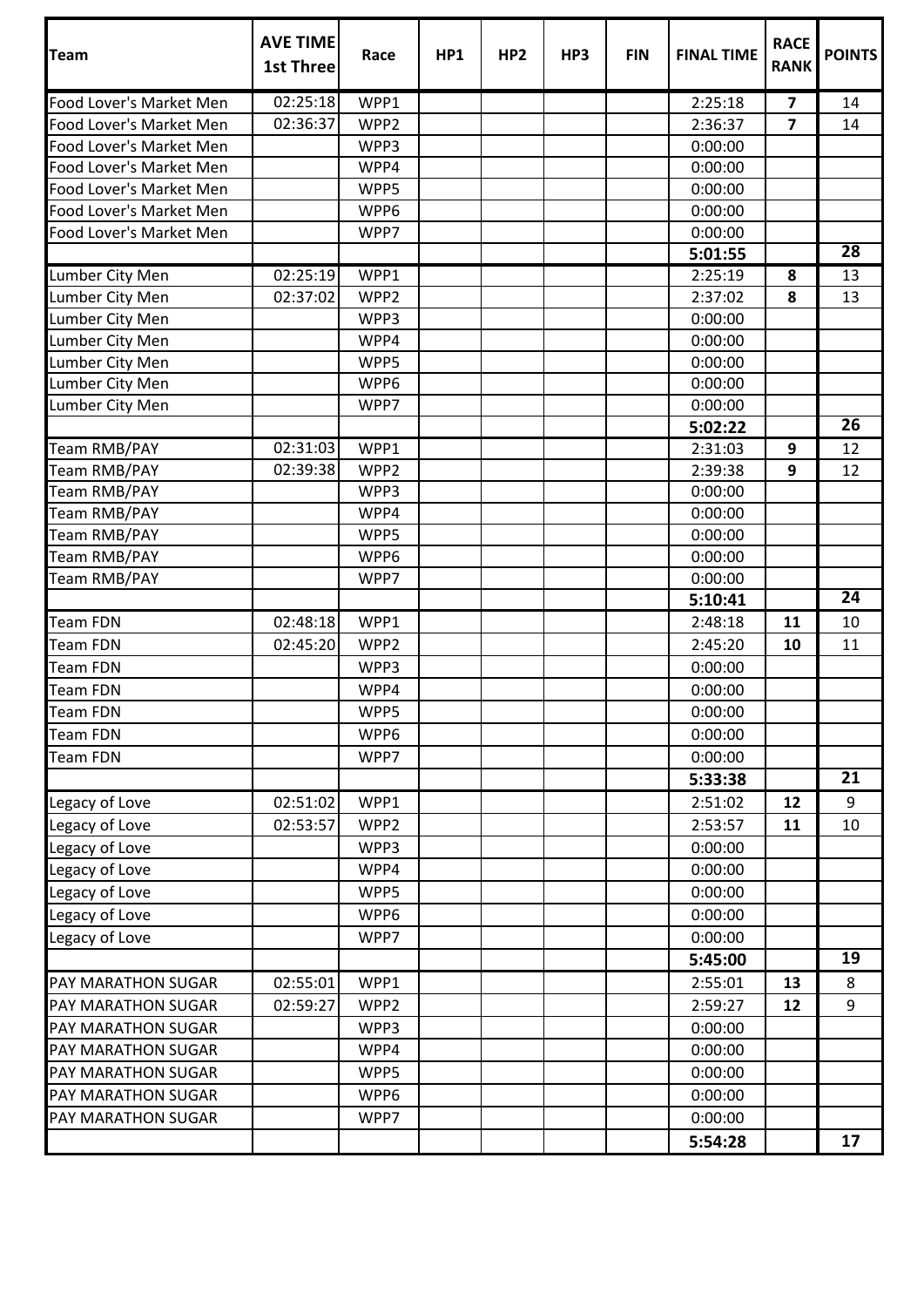| Team | AVE TIME 1st Three | Race | HP1 | HP2 | HP3 | FIN | FINAL TIME | RACE RANK | POINTS |
|---|---|---|---|---|---|---|---|---|---|
| Food Lover's Market Men | 02:25:18 | WPP1 | | | | | 2:25:18 | **7** | 14 |
| Food Lover's Market Men | 02:36:37 | WPP2 | | | | | 2:36:37 | **7** | 14 |
| Food Lover's Market Men | | WPP3 | | | | | 0:00:00 | | |
| Food Lover's Market Men | | WPP4 | | | | | 0:00:00 | | |
| Food Lover's Market Men | | WPP5 | | | | | 0:00:00 | | |
| Food Lover's Market Men | | WPP6 | | | | | 0:00:00 | | |
| Food Lover's Market Men | | WPP7 | | | | | 0:00:00 | | |
| | | | | | | | **5:01:55** | | **28** |
| Lumber City Men | 02:25:19 | WPP1 | | | | | 2:25:19 | **8** | 13 |
| Lumber City Men | 02:37:02 | WPP2 | | | | | 2:37:02 | **8** | 13 |
| Lumber City Men | | WPP3 | | | | | 0:00:00 | | |
| Lumber City Men | | WPP4 | | | | | 0:00:00 | | |
| Lumber City Men | | WPP5 | | | | | 0:00:00 | | |
| Lumber City Men | | WPP6 | | | | | 0:00:00 | | |
| Lumber City Men | | WPP7 | | | | | 0:00:00 | | |
| | | | | | | | **5:02:22** | | **26** |
| Team RMB/PAY | 02:31:03 | WPP1 | | | | | 2:31:03 | **9** | 12 |
| Team RMB/PAY | 02:39:38 | WPP2 | | | | | 2:39:38 | **9** | 12 |
| Team RMB/PAY | | WPP3 | | | | | 0:00:00 | | |
| Team RMB/PAY | | WPP4 | | | | | 0:00:00 | | |
| Team RMB/PAY | | WPP5 | | | | | 0:00:00 | | |
| Team RMB/PAY | | WPP6 | | | | | 0:00:00 | | |
| Team RMB/PAY | | WPP7 | | | | | 0:00:00 | | |
| | | | | | | | **5:10:41** | | **24** |
| Team FDN | 02:48:18 | WPP1 | | | | | 2:48:18 | **11** | 10 |
| Team FDN | 02:45:20 | WPP2 | | | | | 2:45:20 | **10** | 11 |
| Team FDN | | WPP3 | | | | | 0:00:00 | | |
| Team FDN | | WPP4 | | | | | 0:00:00 | | |
| Team FDN | | WPP5 | | | | | 0:00:00 | | |
| Team FDN | | WPP6 | | | | | 0:00:00 | | |
| Team FDN | | WPP7 | | | | | 0:00:00 | | |
| | | | | | | | **5:33:38** | | **21** |
| Legacy of Love | 02:51:02 | WPP1 | | | | | 2:51:02 | **12** | 9 |
| Legacy of Love | 02:53:57 | WPP2 | | | | | 2:53:57 | **11** | 10 |
| Legacy of Love | | WPP3 | | | | | 0:00:00 | | |
| Legacy of Love | | WPP4 | | | | | 0:00:00 | | |
| Legacy of Love | | WPP5 | | | | | 0:00:00 | | |
| Legacy of Love | | WPP6 | | | | | 0:00:00 | | |
| Legacy of Love | | WPP7 | | | | | 0:00:00 | | |
| | | | | | | | **5:45:00** | | **19** |
| PAY MARATHON SUGAR | 02:55:01 | WPP1 | | | | | 2:55:01 | **13** | 8 |
| PAY MARATHON SUGAR | 02:59:27 | WPP2 | | | | | 2:59:27 | **12** | 9 |
| PAY MARATHON SUGAR | | WPP3 | | | | | 0:00:00 | | |
| PAY MARATHON SUGAR | | WPP4 | | | | | 0:00:00 | | |
| PAY MARATHON SUGAR | | WPP5 | | | | | 0:00:00 | | |
| PAY MARATHON SUGAR | | WPP6 | | | | | 0:00:00 | | |
| PAY MARATHON SUGAR | | WPP7 | | | | | 0:00:00 | | |
| | | | | | | | **5:54:28** | | **17** |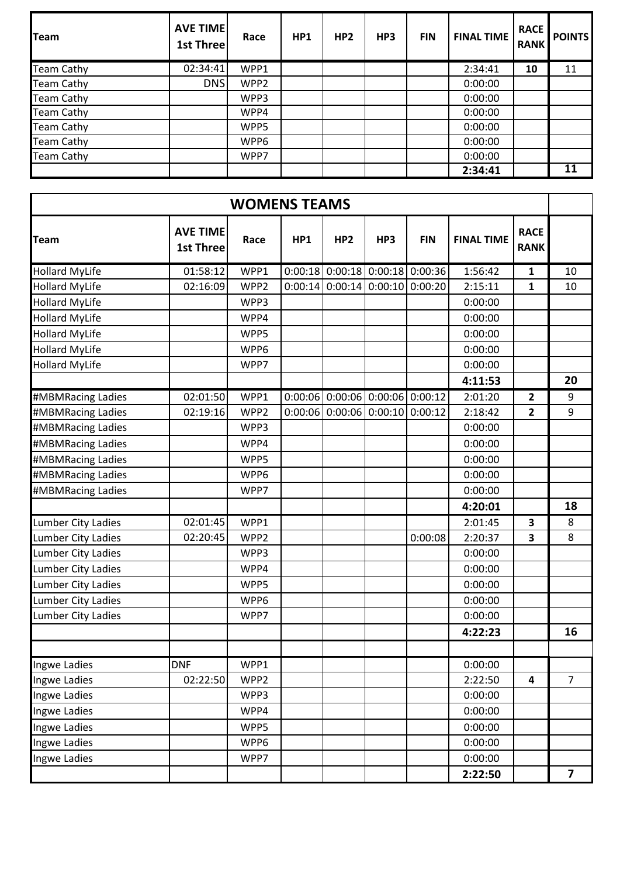| Team | AVE TIME 1st Three | Race | HP1 | HP2 | HP3 | FIN | FINAL TIME | RACE RANK | POINTS |
|---|---|---|---|---|---|---|---|---|---|
| Team Cathy | 02:34:41 | WPP1 | | | | | 2:34:41 | **10** | 11 |
| Team Cathy | DNS | WPP2 | | | | | 0:00:00 | | |
| Team Cathy | | WPP3 | | | | | 0:00:00 | | |
| Team Cathy | | WPP4 | | | | | 0:00:00 | | |
| Team Cathy | | WPP5 | | | | | 0:00:00 | | |
| Team Cathy | | WPP6 | | | | | 0:00:00 | | |
| Team Cathy | | WPP7 | | | | | 0:00:00 | | |
| | | | | | | | **2:34:41** | | **11** |

## WOMENS TEAMS

| Team | AVE TIME 1st Three | Race | HP1 | HP2 | HP3 | FIN | FINAL TIME | RACE RANK | |
|---|---|---|---|---|---|---|---|---|---|
| Hollard MyLife | 01:58:12 | WPP1 | 0:00:18 | 0:00:18 | 0:00:18 | 0:00:36 | 1:56:42 | **1** | 10 |
| Hollard MyLife | 02:16:09 | WPP2 | 0:00:14 | 0:00:14 | 0:00:10 | 0:00:20 | 2:15:11 | **1** | 10 |
| Hollard MyLife | | WPP3 | | | | | 0:00:00 | | |
| Hollard MyLife | | WPP4 | | | | | 0:00:00 | | |
| Hollard MyLife | | WPP5 | | | | | 0:00:00 | | |
| Hollard MyLife | | WPP6 | | | | | 0:00:00 | | |
| Hollard MyLife | | WPP7 | | | | | 0:00:00 | | |
| | | | | | | | **4:11:53** | | **20** |
| #MBMRacing Ladies | 02:01:50 | WPP1 | 0:00:06 | 0:00:06 | 0:00:06 | 0:00:12 | 2:01:20 | **2** | 9 |
| #MBMRacing Ladies | 02:19:16 | WPP2 | 0:00:06 | 0:00:06 | 0:00:10 | 0:00:12 | 2:18:42 | **2** | 9 |
| #MBMRacing Ladies | | WPP3 | | | | | 0:00:00 | | |
| #MBMRacing Ladies | | WPP4 | | | | | 0:00:00 | | |
| #MBMRacing Ladies | | WPP5 | | | | | 0:00:00 | | |
| #MBMRacing Ladies | | WPP6 | | | | | 0:00:00 | | |
| #MBMRacing Ladies | | WPP7 | | | | | 0:00:00 | | |
| | | | | | | | **4:20:01** | | **18** |
| Lumber City Ladies | 02:01:45 | WPP1 | | | | | 2:01:45 | **3** | 8 |
| Lumber City Ladies | 02:20:45 | WPP2 | | | | 0:00:08 | 2:20:37 | **3** | 8 |
| Lumber City Ladies | | WPP3 | | | | | 0:00:00 | | |
| Lumber City Ladies | | WPP4 | | | | | 0:00:00 | | |
| Lumber City Ladies | | WPP5 | | | | | 0:00:00 | | |
| Lumber City Ladies | | WPP6 | | | | | 0:00:00 | | |
| Lumber City Ladies | | WPP7 | | | | | 0:00:00 | | |
| | | | | | | | **4:22:23** | | **16** |
| | | | | | | | | | |
| Ingwe Ladies | DNF | WPP1 | | | | | 0:00:00 | | |
| Ingwe Ladies | 02:22:50 | WPP2 | | | | | 2:22:50 | **4** | 7 |
| Ingwe Ladies | | WPP3 | | | | | 0:00:00 | | |
| Ingwe Ladies | | WPP4 | | | | | 0:00:00 | | |
| Ingwe Ladies | | WPP5 | | | | | 0:00:00 | | |
| Ingwe Ladies | | WPP6 | | | | | 0:00:00 | | |
| Ingwe Ladies | | WPP7 | | | | | 0:00:00 | | |
| | | | | | | | **2:22:50** | | **7** |